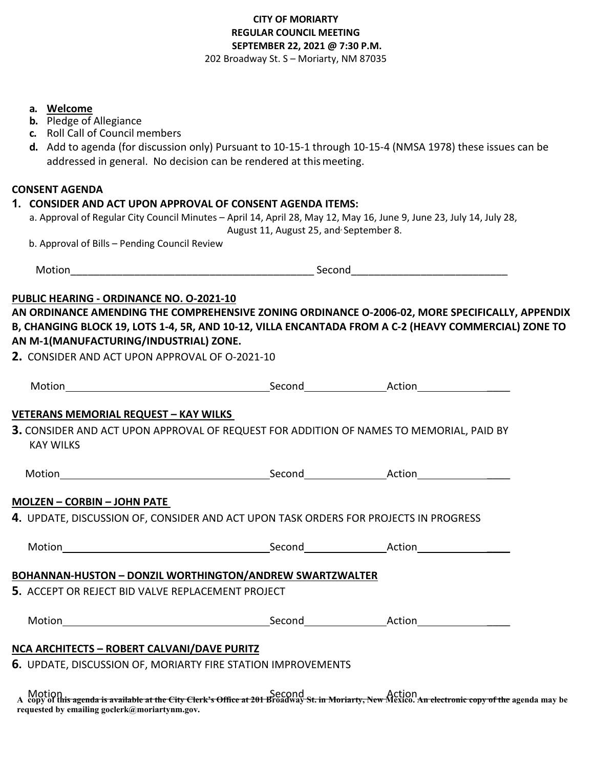**CITY OF MORIARTY**
**REGULAR COUNCIL MEETING**
**SEPTEMBER 22, 2021 @ 7:30 P.M.**
202 Broadway St. S – Moriarty, NM 87035

a. **Welcome**
b. Pledge of Allegiance
c. Roll Call of Council members
d. Add to agenda (for discussion only) Pursuant to 10-15-1 through 10-15-4 (NMSA 1978) these issues can be addressed in general. No decision can be rendered at this meeting.

**CONSENT AGENDA**

**1. CONSIDER AND ACT UPON APPROVAL OF CONSENT AGENDA ITEMS:**

a. Approval of Regular City Council Minutes – April 14, April 28, May 12, May 16, June 9, June 23, July 14, July 28, August 11, August 25, and September 8.

b. Approval of Bills – Pending Council Review

Motion\_\_\_\_\_\_\_\_\_\_\_\_\_\_\_\_\_\_\_\_\_\_\_\_\_\_\_\_\_\_\_\_\_\_\_\_\_\_\_\_\_\_ Second\_\_\_\_\_\_\_\_\_\_\_\_\_\_\_\_\_\_\_\_\_\_\_\_\_\_\_

**PUBLIC HEARING - ORDINANCE NO. O-2021-10**

**AN ORDINANCE AMENDING THE COMPREHENSIVE ZONING ORDINANCE O-2006-02, MORE SPECIFICALLY, APPENDIX B, CHANGING BLOCK 19, LOTS 1-4, 5R, AND 10-12, VILLA ENCANTADA FROM A C-2 (HEAVY COMMERCIAL) ZONE TO AN M-1(MANUFACTURING/INDUSTRIAL) ZONE.**

**2.** CONSIDER AND ACT UPON APPROVAL OF O-2021-10

Motion\_\_\_\_\_\_\_\_\_\_\_\_\_\_\_\_\_\_\_\_\_\_\_\_\_\_\_\_\_\_\_\_\_\_\_\_ Second\_\_\_\_\_\_\_\_\_\_\_\_\_\_ Action\_\_\_\_\_\_\_\_\_\_\_\_\_\_\_\_

**VETERANS MEMORIAL REQUEST – KAY WILKS**

**3.** CONSIDER AND ACT UPON APPROVAL OF REQUEST FOR ADDITION OF NAMES TO MEMORIAL, PAID BY KAY WILKS

Motion\_\_\_\_\_\_\_\_\_\_\_\_\_\_\_\_\_\_\_\_\_\_\_\_\_\_\_\_\_\_\_\_\_\_\_\_ Second\_\_\_\_\_\_\_\_\_\_\_\_\_\_ Action\_\_\_\_\_\_\_\_\_\_\_\_\_\_\_\_

**MOLZEN – CORBIN – JOHN PATE**

**4.** UPDATE, DISCUSSION OF, CONSIDER AND ACT UPON TASK ORDERS FOR PROJECTS IN PROGRESS

Motion\_\_\_\_\_\_\_\_\_\_\_\_\_\_\_\_\_\_\_\_\_\_\_\_\_\_\_\_\_\_\_\_\_\_\_\_ Second\_\_\_\_\_\_\_\_\_\_\_\_\_\_ Action\_\_\_\_\_\_\_\_\_\_\_\_\_\_\_\_

**BOHANNAN-HUSTON – DONZIL WORTHINGTON/ANDREW SWARTZWALTER**

**5.** ACCEPT OR REJECT BID VALVE REPLACEMENT PROJECT

Motion\_\_\_\_\_\_\_\_\_\_\_\_\_\_\_\_\_\_\_\_\_\_\_\_\_\_\_\_\_\_\_\_\_\_\_\_ Second\_\_\_\_\_\_\_\_\_\_\_\_\_\_ Action\_\_\_\_\_\_\_\_\_\_\_\_\_\_\_\_

**NCA ARCHITECTS – ROBERT CALVANI/DAVE PURITZ**

**6.** UPDATE, DISCUSSION OF, MORIARTY FIRE STATION IMPROVEMENTS

Motion\_\_\_\_\_\_\_\_\_\_\_\_\_\_\_\_\_\_\_\_\_\_\_\_\_\_\_\_\_\_\_\_\_\_\_\_ Second\_\_\_\_\_\_\_\_\_\_\_\_\_\_ Action\_\_\_\_\_\_\_\_\_\_\_\_\_\_\_\_

**A copy of this agenda is available at the City Clerk's Office at 201 Broadway St. in Moriarty, New Mexico. An electronic copy of the agenda may be requested by emailing goclerk@moriartynm.gov.**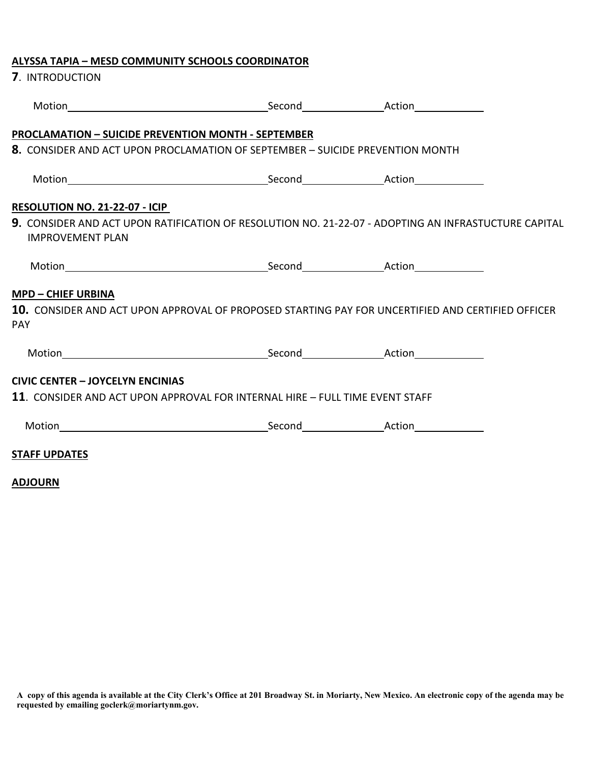**ALYSSA TAPIA – MESD COMMUNITY SCHOOLS COORDINATOR**

**7**. INTRODUCTION

Motion\_\_\_\_\_\_\_\_\_\_\_\_\_\_\_\_\_\_\_\_\_\_\_\_\_\_\_\_\_\_\_\_\_\_\_\_Second\_\_\_\_\_\_\_\_\_\_\_\_\_\_\_Action\_\_\_\_\_\_\_\_\_\_\_\_

**PROCLAMATION – SUICIDE PREVENTION MONTH - SEPTEMBER**

**8**. CONSIDER AND ACT UPON PROCLAMATION OF SEPTEMBER – SUICIDE PREVENTION MONTH

Motion\_\_\_\_\_\_\_\_\_\_\_\_\_\_\_\_\_\_\_\_\_\_\_\_\_\_\_\_\_\_\_\_\_\_\_\_Second\_\_\_\_\_\_\_\_\_\_\_\_\_\_\_Action\_\_\_\_\_\_\_\_\_\_\_\_

**RESOLUTION NO. 21-22-07 - ICIP**

**9**. CONSIDER AND ACT UPON RATIFICATION OF RESOLUTION NO. 21-22-07 - ADOPTING AN INFRASTUCTURE CAPITAL IMPROVEMENT PLAN

Motion\_\_\_\_\_\_\_\_\_\_\_\_\_\_\_\_\_\_\_\_\_\_\_\_\_\_\_\_\_\_\_\_\_\_\_\_Second\_\_\_\_\_\_\_\_\_\_\_\_\_\_\_Action\_\_\_\_\_\_\_\_\_\_\_\_

**MPD – CHIEF URBINA**

**10.** CONSIDER AND ACT UPON APPROVAL OF PROPOSED STARTING PAY FOR UNCERTIFIED AND CERTIFIED OFFICER PAY

Motion\_\_\_\_\_\_\_\_\_\_\_\_\_\_\_\_\_\_\_\_\_\_\_\_\_\_\_\_\_\_\_\_\_\_\_\_Second\_\_\_\_\_\_\_\_\_\_\_\_\_\_\_Action\_\_\_\_\_\_\_\_\_\_\_\_

**CIVIC CENTER – JOYCELYN ENCINIAS**

**11**. CONSIDER AND ACT UPON APPROVAL FOR INTERNAL HIRE – FULL TIME EVENT STAFF

Motion\_\_\_\_\_\_\_\_\_\_\_\_\_\_\_\_\_\_\_\_\_\_\_\_\_\_\_\_\_\_\_\_\_\_\_\_Second\_\_\_\_\_\_\_\_\_\_\_\_\_\_\_Action\_\_\_\_\_\_\_\_\_\_\_\_

**STAFF UPDATES**

**ADJOURN**

**A copy of this agenda is available at the City Clerk's Office at 201 Broadway St. in Moriarty, New Mexico. An electronic copy of the agenda may be requested by emailing goclerk@moriartynm.gov.**